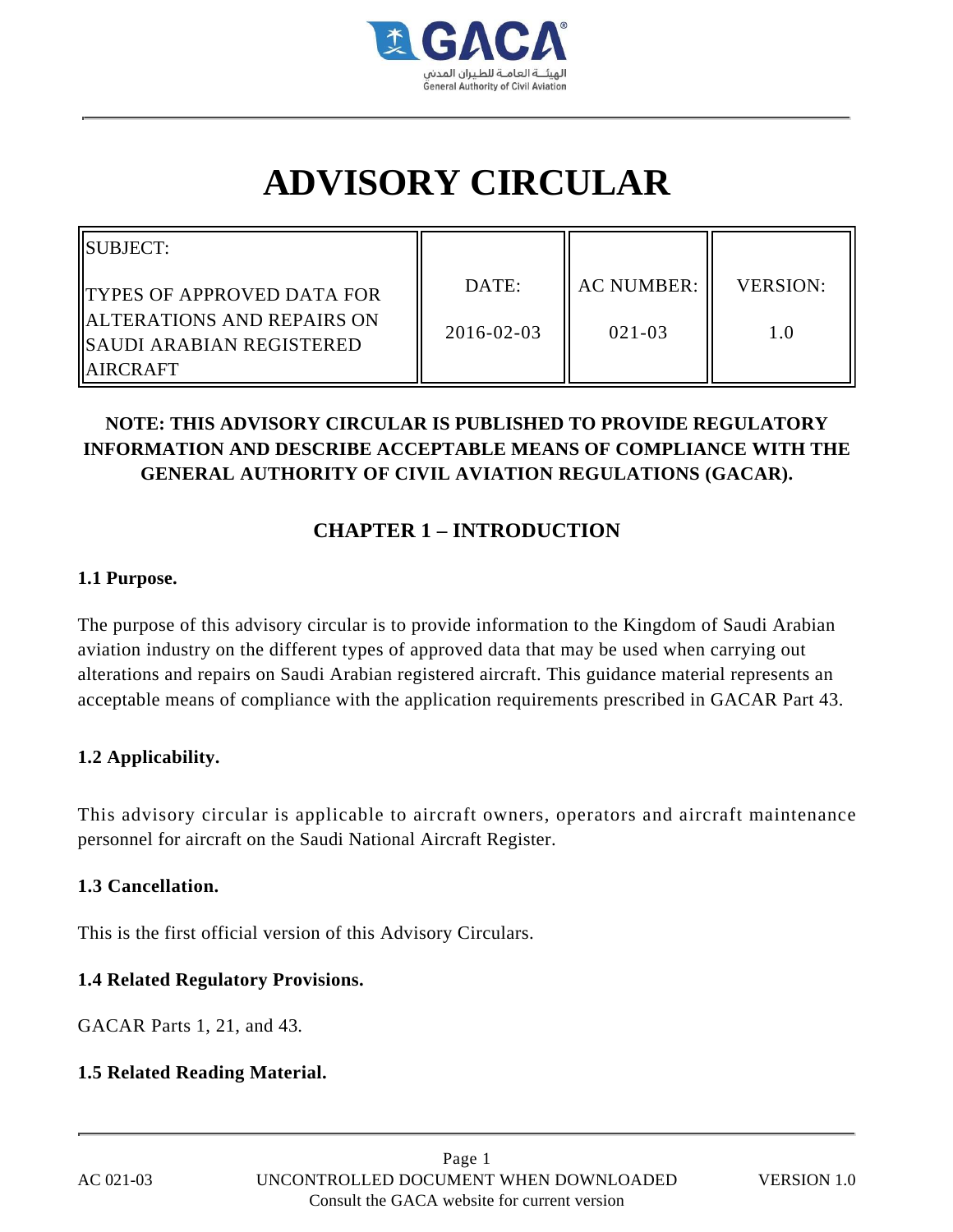# ADVISORY CIRCULAR

| SUBJECT: TYPES OF APPROVED DATA FOR ALTERATIONS AND REPAIRS ON SAUDI ARABIAN REGISTERED AIRCRAFT | DATE: 2016-02-03 | AC NUMBER: 021-03 | VERSION: 1.0 |
|---|---|---|---|

**NOTE: THIS ADVISORY CIRCULAR IS PUBLISHED TO PROVIDE REGULATORY INFORMATION AND DESCRIBE ACCEPTABLE MEANS OF COMPLIANCE WITH THE GENERAL AUTHORITY OF CIVIL AVIATION REGULATIONS (GACAR).**

## CHAPTER 1 – INTRODUCTION

### 1.1 Purpose.

The purpose of this advisory circular is to provide information to the Kingdom of Saudi Arabian aviation industry on the different types of approved data that may be used when carrying out alterations and repairs on Saudi Arabian registered aircraft. This guidance material represents an acceptable means of compliance with the application requirements prescribed in GACAR Part 43.

### 1.2 Applicability.

This advisory circular is applicable to aircraft owners, operators and aircraft maintenance personnel for aircraft on the Saudi National Aircraft Register.

### 1.3 Cancellation.

This is the first official version of this Advisory Circulars.

### 1.4 Related Regulatory Provisions.

GACAR Parts 1, 21, and 43.

### 1.5 Related Reading Material.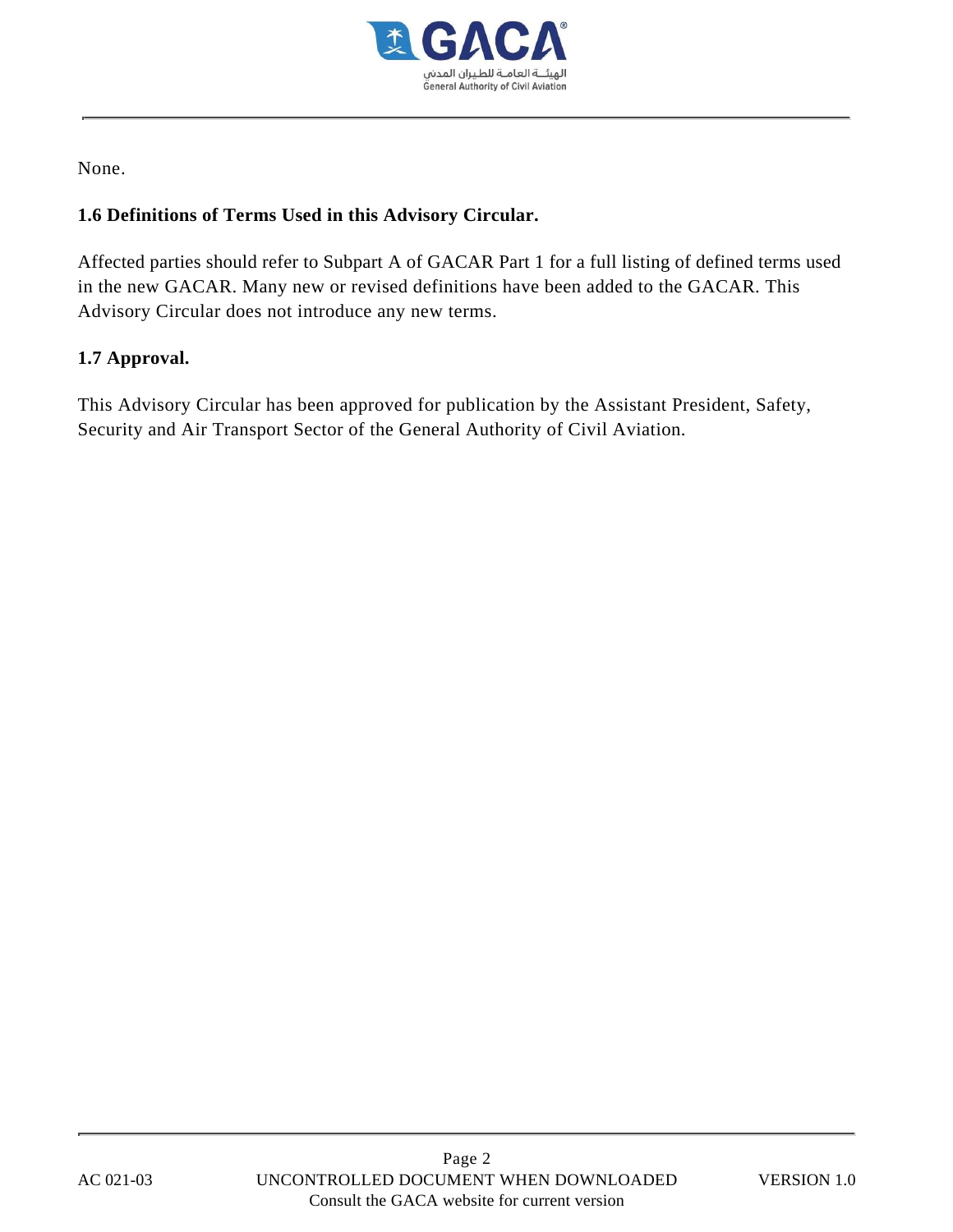None.

### 1.6 Definitions of Terms Used in this Advisory Circular.

Affected parties should refer to Subpart A of GACAR Part 1 for a full listing of defined terms used in the new GACAR. Many new or revised definitions have been added to the GACAR. This Advisory Circular does not introduce any new terms.

### 1.7 Approval.

This Advisory Circular has been approved for publication by the Assistant President, Safety, Security and Air Transport Sector of the General Authority of Civil Aviation.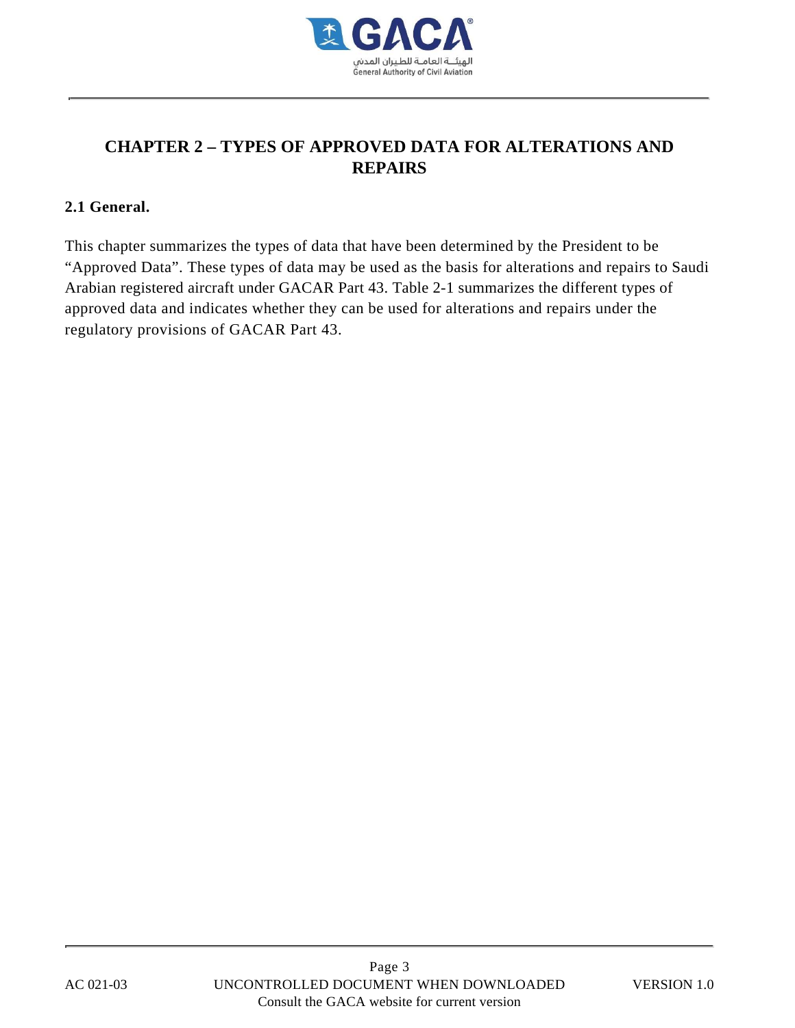# CHAPTER 2 – TYPES OF APPROVED DATA FOR ALTERATIONS AND REPAIRS

## 2.1 General.

This chapter summarizes the types of data that have been determined by the President to be "Approved Data". These types of data may be used as the basis for alterations and repairs to Saudi Arabian registered aircraft under GACAR Part 43. Table 2-1 summarizes the different types of approved data and indicates whether they can be used for alterations and repairs under the regulatory provisions of GACAR Part 43.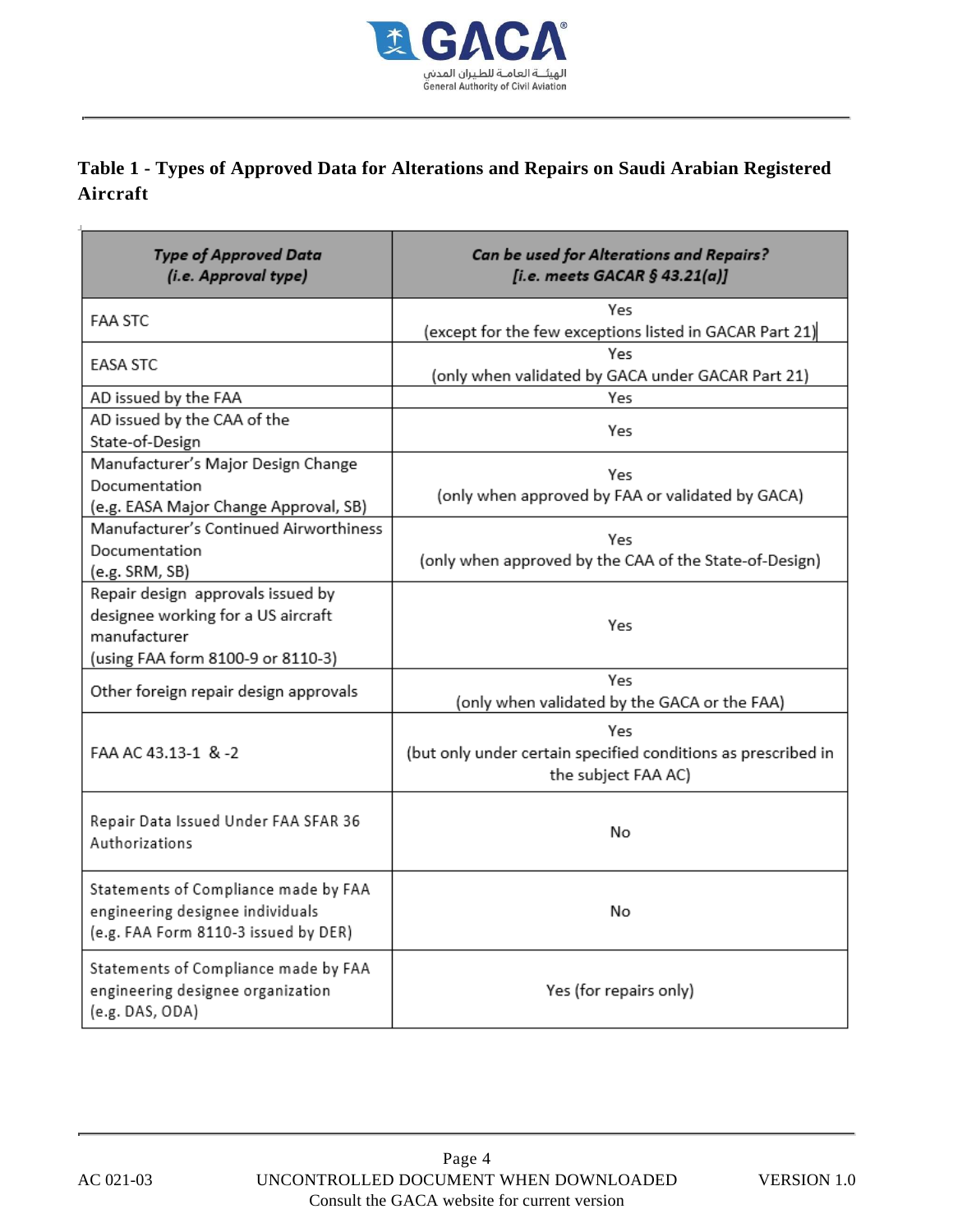**Table 1 - Types of Approved Data for Alterations and Repairs on Saudi Arabian Registered Aircraft**

| ***Type of Approved Data (i.e. Approval type)*** | ***Can be used for Alterations and Repairs? [i.e. meets GACAR § 43.21(a)]*** |
|---|---|
| FAA STC | Yes (except for the few exceptions listed in GACAR Part 21) |
| EASA STC | Yes (only when validated by GACA under GACAR Part 21) |
| AD issued by the FAA | Yes |
| AD issued by the CAA of the State-of-Design | Yes |
| Manufacturer's Major Design Change Documentation (e.g. EASA Major Change Approval, SB) | Yes (only when approved by FAA or validated by GACA) |
| Manufacturer's Continued Airworthiness Documentation (e.g. SRM, SB) | Yes (only when approved by the CAA of the State-of-Design) |
| Repair design approvals issued by designee working for a US aircraft manufacturer (using FAA form 8100-9 or 8110-3) | Yes |
| Other foreign repair design approvals | Yes (only when validated by the GACA or the FAA) |
| FAA AC 43.13-1 & -2 | Yes (but only under certain specified conditions as prescribed in the subject FAA AC) |
| Repair Data Issued Under FAA SFAR 36 Authorizations | No |
| Statements of Compliance made by FAA engineering designee individuals (e.g. FAA Form 8110-3 issued by DER) | No |
| Statements of Compliance made by FAA engineering designee organization (e.g. DAS, ODA) | Yes (for repairs only) |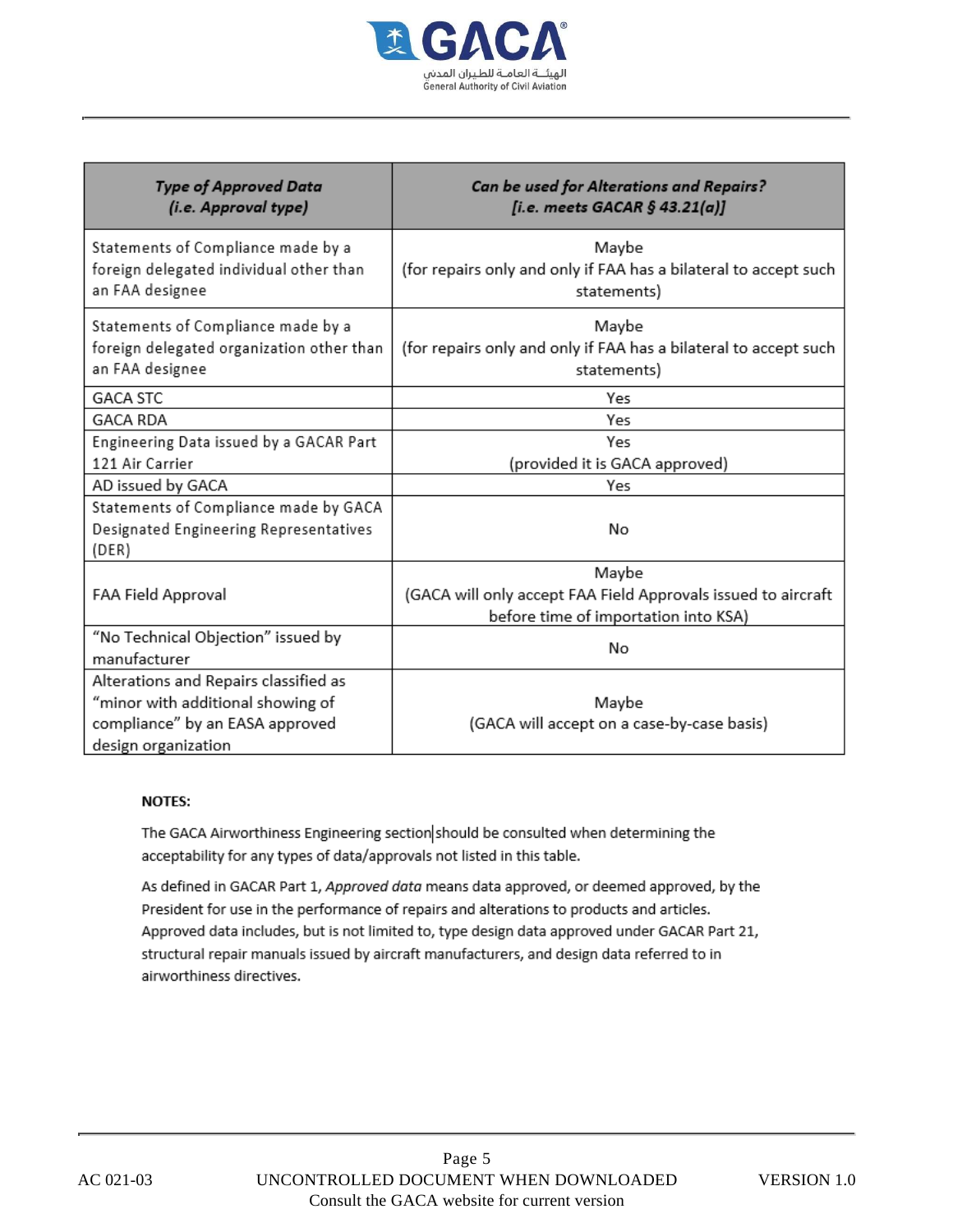| *Type of Approved Data (i.e. Approval type)* | *Can be used for Alterations and Repairs? [i.e. meets GACAR § 43.21(a)]* |
| --- | --- |
| Statements of Compliance made by a foreign delegated individual other than an FAA designee | Maybe (for repairs only and only if FAA has a bilateral to accept such statements) |
| Statements of Compliance made by a foreign delegated organization other than an FAA designee | Maybe (for repairs only and only if FAA has a bilateral to accept such statements) |
| GACA STC | Yes |
| GACA RDA | Yes |
| Engineering Data issued by a GACAR Part 121 Air Carrier | Yes (provided it is GACA approved) |
| AD issued by GACA | Yes |
| Statements of Compliance made by GACA Designated Engineering Representatives (DER) | No |
| FAA Field Approval | Maybe (GACA will only accept FAA Field Approvals issued to aircraft before time of importation into KSA) |
| "No Technical Objection" issued by manufacturer | No |
| Alterations and Repairs classified as "minor with additional showing of compliance" by an EASA approved design organization | Maybe (GACA will accept on a case-by-case basis) |

**NOTES:**

The GACA Airworthiness Engineering section should be consulted when determining the acceptability for any types of data/approvals not listed in this table.

As defined in GACAR Part 1, *Approved data* means data approved, or deemed approved, by the President for use in the performance of repairs and alterations to products and articles. Approved data includes, but is not limited to, type design data approved under GACAR Part 21, structural repair manuals issued by aircraft manufacturers, and design data referred to in airworthiness directives.